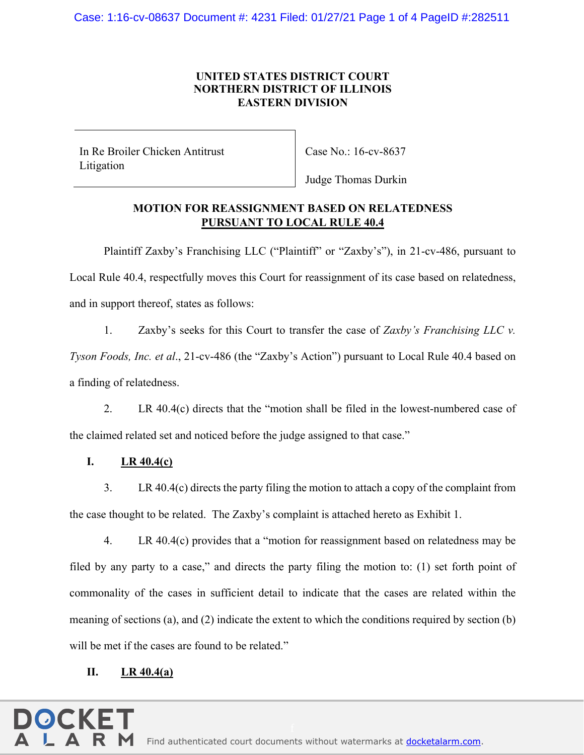**UNITED STATES DISTRICT COURT**
**NORTHERN DISTRICT OF ILLINOIS**
**EASTERN DIVISION**

| In Re Broiler Chicken Antitrust Litigation | Case No.: 16-cv-8637<br><br>Judge Thomas Durkin |
|---|---|

**MOTION FOR REASSIGNMENT BASED ON RELATEDNESS**
**<u>PURSUANT TO LOCAL RULE 40.4</u>**

Plaintiff Zaxby's Franchising LLC ("Plaintiff" or "Zaxby's"), in 21-cv-486, pursuant to Local Rule 40.4, respectfully moves this Court for reassignment of its case based on relatedness, and in support thereof, states as follows:

1. Zaxby's seeks for this Court to transfer the case of *Zaxby's Franchising LLC v. Tyson Foods, Inc. et al*., 21-cv-486 (the "Zaxby's Action") pursuant to Local Rule 40.4 based on a finding of relatedness.

2. LR 40.4(c) directs that the "motion shall be filed in the lowest-numbered case of the claimed related set and noticed before the judge assigned to that case."

## I. <u>LR 40.4(c)</u>

3. LR 40.4(c) directs the party filing the motion to attach a copy of the complaint from the case thought to be related. The Zaxby's complaint is attached hereto as Exhibit 1.

4. LR 40.4(c) provides that a "motion for reassignment based on relatedness may be filed by any party to a case," and directs the party filing the motion to: (1) set forth point of commonality of the cases in sufficient detail to indicate that the cases are related within the meaning of sections (a), and (2) indicate the extent to which the conditions required by section (b) will be met if the cases are found to be related."

## II. <u>LR 40.4(a)</u>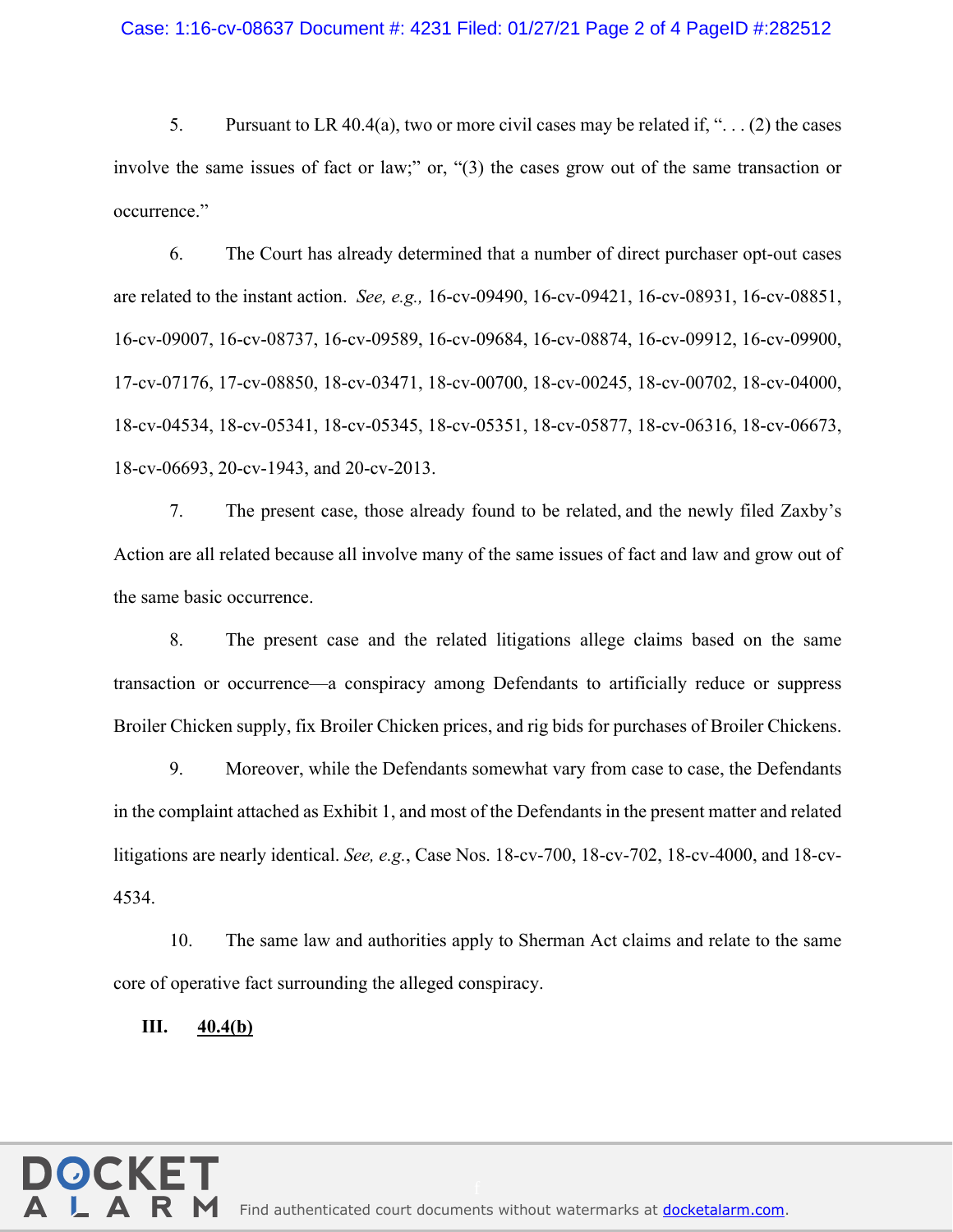5. Pursuant to LR 40.4(a), two or more civil cases may be related if, ". . . (2) the cases involve the same issues of fact or law;" or, "(3) the cases grow out of the same transaction or occurrence."

6. The Court has already determined that a number of direct purchaser opt-out cases are related to the instant action. *See, e.g.,* 16-cv-09490, 16-cv-09421, 16-cv-08931, 16-cv-08851, 16-cv-09007, 16-cv-08737, 16-cv-09589, 16-cv-09684, 16-cv-08874, 16-cv-09912, 16-cv-09900, 17-cv-07176, 17-cv-08850, 18-cv-03471, 18-cv-00700, 18-cv-00245, 18-cv-00702, 18-cv-04000, 18-cv-04534, 18-cv-05341, 18-cv-05345, 18-cv-05351, 18-cv-05877, 18-cv-06316, 18-cv-06673, 18-cv-06693, 20-cv-1943, and 20-cv-2013.

7. The present case, those already found to be related, and the newly filed Zaxby's Action are all related because all involve many of the same issues of fact and law and grow out of the same basic occurrence.

8. The present case and the related litigations allege claims based on the same transaction or occurrence—a conspiracy among Defendants to artificially reduce or suppress Broiler Chicken supply, fix Broiler Chicken prices, and rig bids for purchases of Broiler Chickens.

9. Moreover, while the Defendants somewhat vary from case to case, the Defendants in the complaint attached as Exhibit 1, and most of the Defendants in the present matter and related litigations are nearly identical. *See, e.g.*, Case Nos. 18-cv-700, 18-cv-702, 18-cv-4000, and 18-cv-4534.

10. The same law and authorities apply to Sherman Act claims and relate to the same core of operative fact surrounding the alleged conspiracy.

## III. <u>40.4(b)</u>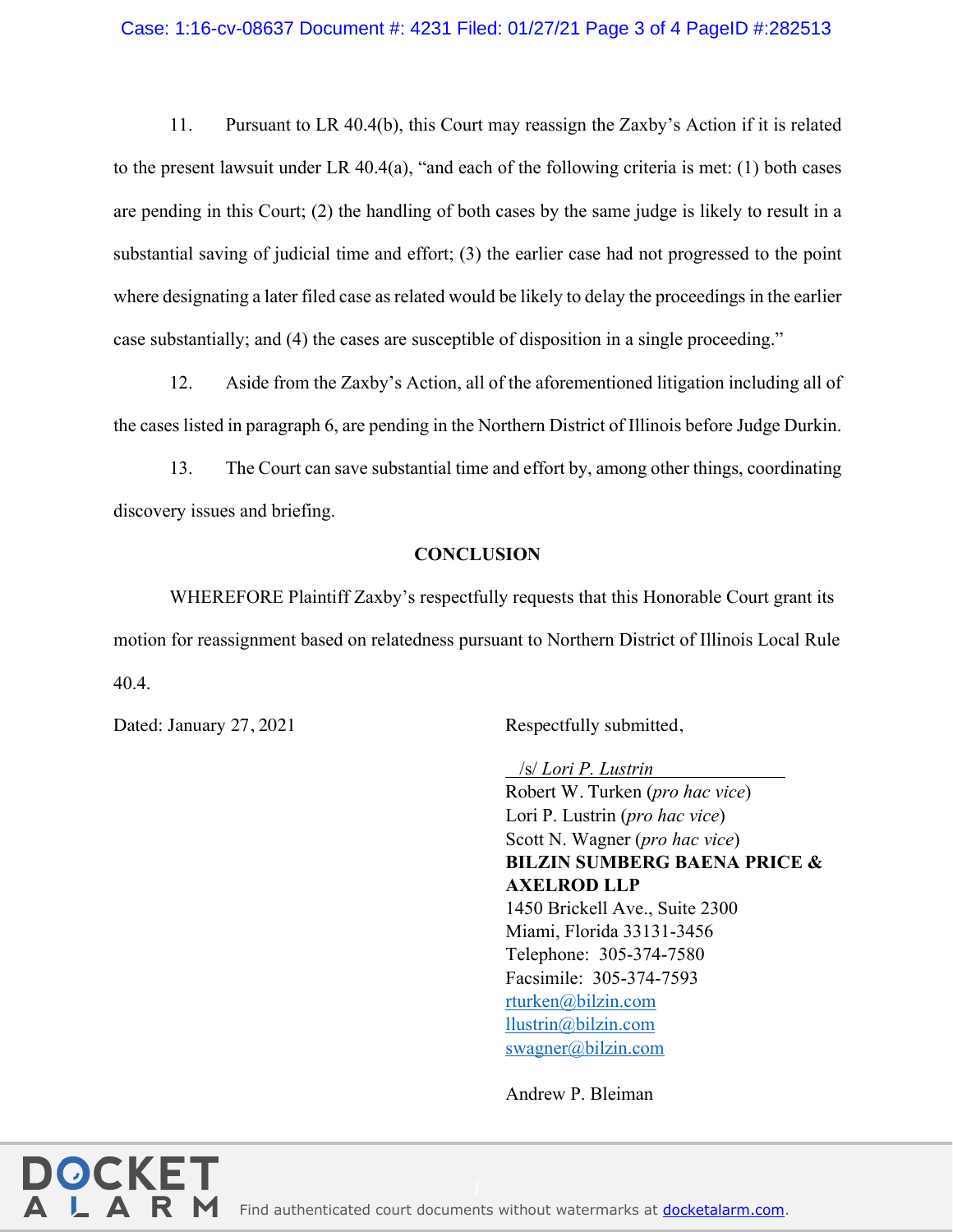11. Pursuant to LR 40.4(b), this Court may reassign the Zaxby's Action if it is related to the present lawsuit under LR 40.4(a), "and each of the following criteria is met: (1) both cases are pending in this Court; (2) the handling of both cases by the same judge is likely to result in a substantial saving of judicial time and effort; (3) the earlier case had not progressed to the point where designating a later filed case as related would be likely to delay the proceedings in the earlier case substantially; and (4) the cases are susceptible of disposition in a single proceeding."

12. Aside from the Zaxby's Action, all of the aforementioned litigation including all of the cases listed in paragraph 6, are pending in the Northern District of Illinois before Judge Durkin.

13. The Court can save substantial time and effort by, among other things, coordinating discovery issues and briefing.

**CONCLUSION**

WHEREFORE Plaintiff Zaxby's respectfully requests that this Honorable Court grant its motion for reassignment based on relatedness pursuant to Northern District of Illinois Local Rule 40.4.

Dated: January 27, 2021

Respectfully submitted,

/s/ *Lori P. Lustrin*
Robert W. Turken (*pro hac vice*)
Lori P. Lustrin (*pro hac vice*)
Scott N. Wagner (*pro hac vice*)
**BILZIN SUMBERG BAENA PRICE & AXELROD LLP**
1450 Brickell Ave., Suite 2300
Miami, Florida 33131-3456
Telephone: 305-374-7580
Facsimile: 305-374-7593
rturken@bilzin.com
llustrin@bilzin.com
swagner@bilzin.com

Andrew P. Bleiman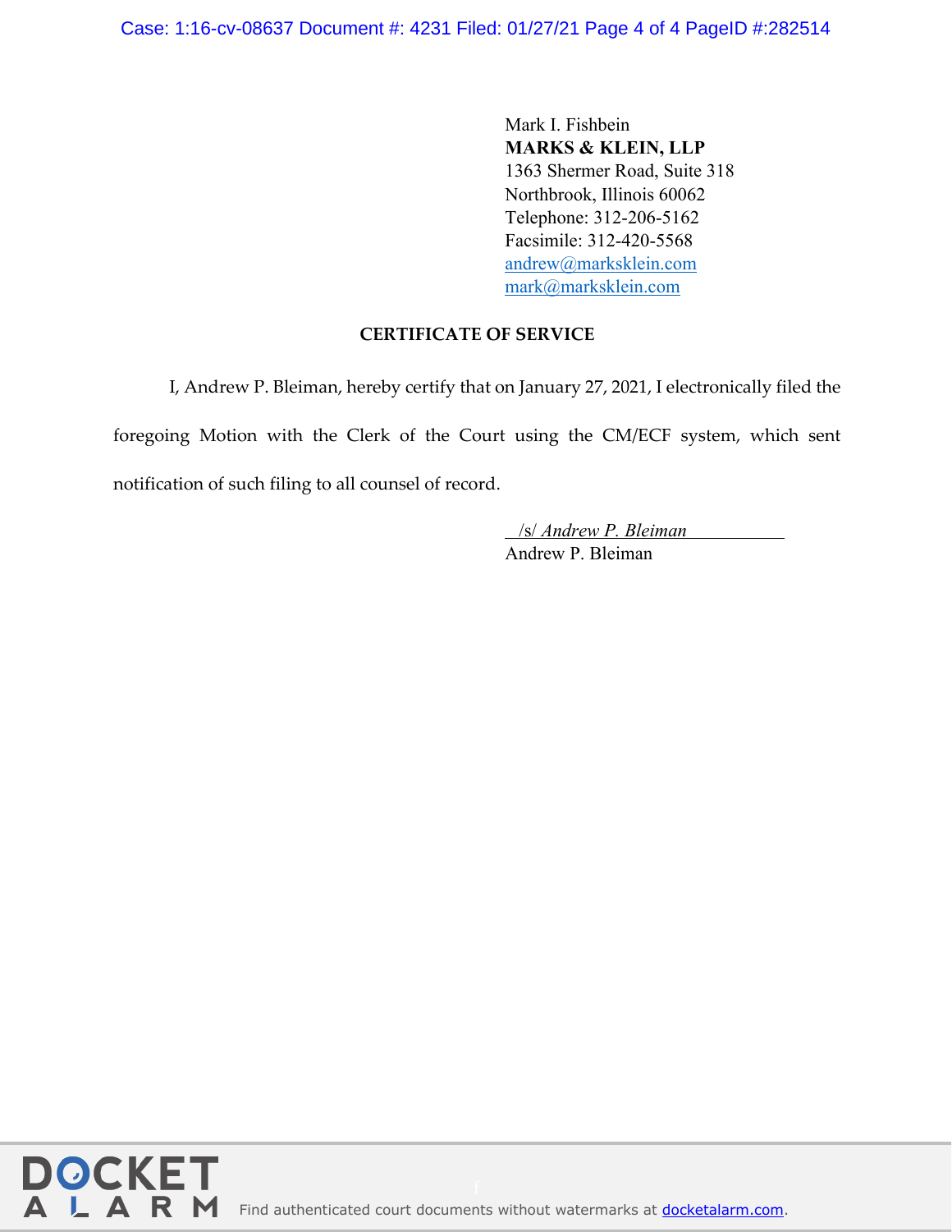Mark I. Fishbein
**MARKS & KLEIN, LLP**
1363 Shermer Road, Suite 318
Northbrook, Illinois 60062
Telephone: 312-206-5162
Facsimile: 312-420-5568
andrew@marksklein.com
mark@marksklein.com

**CERTIFICATE OF SERVICE**

I, Andrew P. Bleiman, hereby certify that on January 27, 2021, I electronically filed the foregoing Motion with the Clerk of the Court using the CM/ECF system, which sent notification of such filing to all counsel of record.

/s/ *Andrew P. Bleiman*
Andrew P. Bleiman